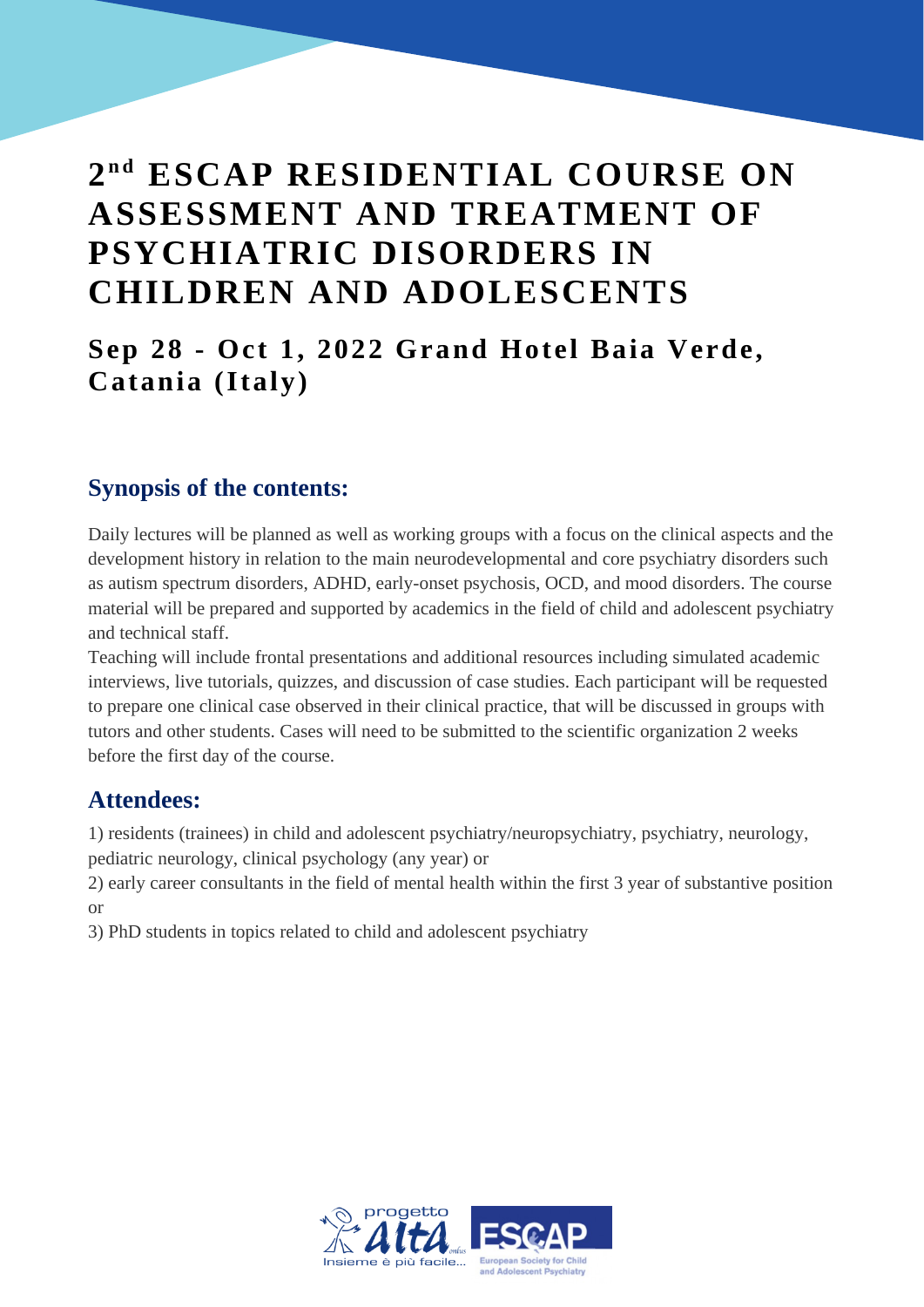# 2[nd] ESCAP RESIDENTIAL COURSE ON ASSESSMENT AND TREATMENT OF PSYCHIATRIC DISORDERS IN CHILDREN AND ADOLESCENTS

## Sep 28 - Oct 1, 2022 Grand Hotel Baia Verde, Catania (Italy)

### Synopsis of the contents:

Daily lectures will be planned as well as working groups with a focus on the clinical aspects and the development history in relation to the main neurodevelopmental and core psychiatry disorders such as autism spectrum disorders, ADHD, early-onset psychosis, OCD, and mood disorders. The course material will be prepared and supported by academics in the field of child and adolescent psychiatry and technical staff.

Teaching will include frontal presentations and additional resources including simulated academic interviews, live tutorials, quizzes, and discussion of case studies. Each participant will be requested to prepare one clinical case observed in their clinical practice, that will be discussed in groups with tutors and other students. Cases will need to be submitted to the scientific organization 2 weeks before the first day of the course.

### Attendees:

1) residents (trainees) in child and adolescent psychiatry/neuropsychiatry, psychiatry, neurology, pediatric neurology, clinical psychology (any year) or

2) early career consultants in the field of mental health within the first 3 year of substantive position or

3) PhD students in topics related to child and adolescent psychiatry

progetto alta onlus – Insieme è più facile...

ESCAP – European Society for Child and Adolescent Psychiatry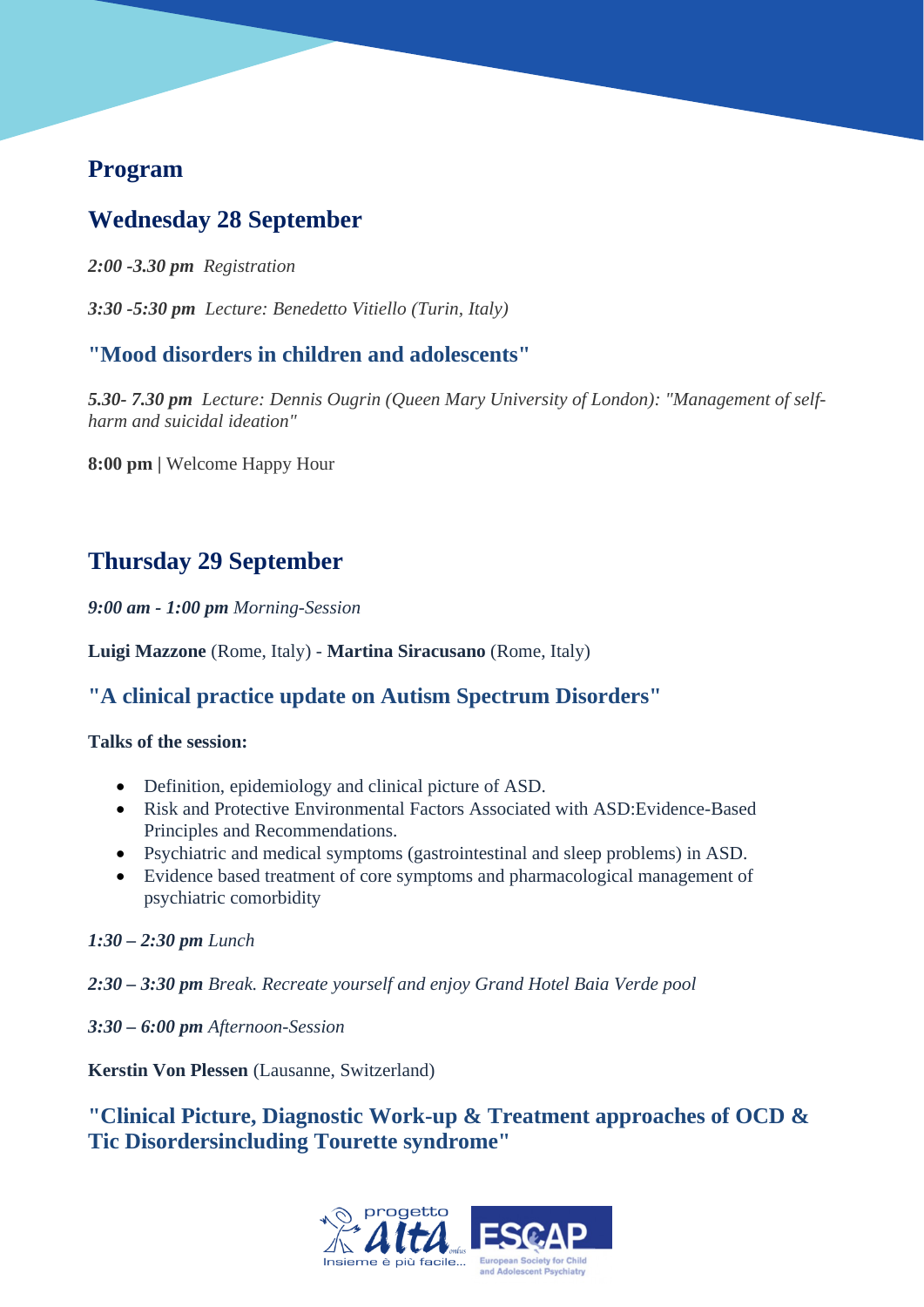## Program

## Wednesday 28 September

***2:00 -3.30 pm*** *Registration*

***3:30 -5:30 pm*** *Lecture: Benedetto Vitiello (Turin, Italy)*

### "Mood disorders in children and adolescents"

***5.30- 7.30 pm*** *Lecture: Dennis Ougrin (Queen Mary University of London): "Management of self-harm and suicidal ideation"*

**8:00 pm |** Welcome Happy Hour

## Thursday 29 September

***9:00 am - 1:00 pm*** *Morning-Session*

**Luigi Mazzone** (Rome, Italy) - **Martina Siracusano** (Rome, Italy)

### "A clinical practice update on Autism Spectrum Disorders"

**Talks of the session:**

- Definition, epidemiology and clinical picture of ASD.
- Risk and Protective Environmental Factors Associated with ASD:Evidence-Based Principles and Recommendations.
- Psychiatric and medical symptoms (gastrointestinal and sleep problems) in ASD.
- Evidence based treatment of core symptoms and pharmacological management of psychiatric comorbidity

***1:30 – 2:30 pm*** *Lunch*

***2:30 – 3:30 pm*** *Break. Recreate yourself and enjoy Grand Hotel Baia Verde pool*

***3:30 – 6:00 pm*** *Afternoon-Session*

**Kerstin Von Plessen** (Lausanne, Switzerland)

### "Clinical Picture, Diagnostic Work-up & Treatment approaches of OCD & Tic Disordersincluding Tourette syndrome"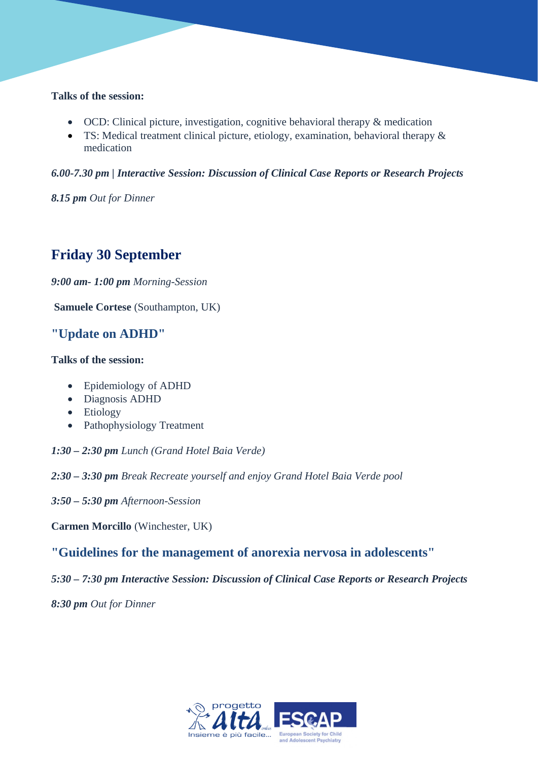**Talks of the session:**

- OCD: Clinical picture, investigation, cognitive behavioral therapy & medication
- TS: Medical treatment clinical picture, etiology, examination, behavioral therapy & medication

***6.00-7.30 pm | Interactive Session: Discussion of Clinical Case Reports or Research Projects***

***8.15 pm*** *Out for Dinner*

## Friday 30 September

***9:00 am- 1:00 pm*** *Morning-Session*

**Samuele Cortese** (Southampton, UK)

### "Update on ADHD"

**Talks of the session:**

- Epidemiology of ADHD
- Diagnosis ADHD
- Etiology
- Pathophysiology Treatment

***1:30 – 2:30 pm*** *Lunch (Grand Hotel Baia Verde)*

***2:30 – 3:30 pm*** *Break Recreate yourself and enjoy Grand Hotel Baia Verde pool*

***3:50 – 5:30 pm*** *Afternoon-Session*

**Carmen Morcillo** (Winchester, UK)

### "Guidelines for the management of anorexia nervosa in adolescents"

***5:30 – 7:30 pm Interactive Session: Discussion of Clinical Case Reports or Research Projects***

***8:30 pm*** *Out for Dinner*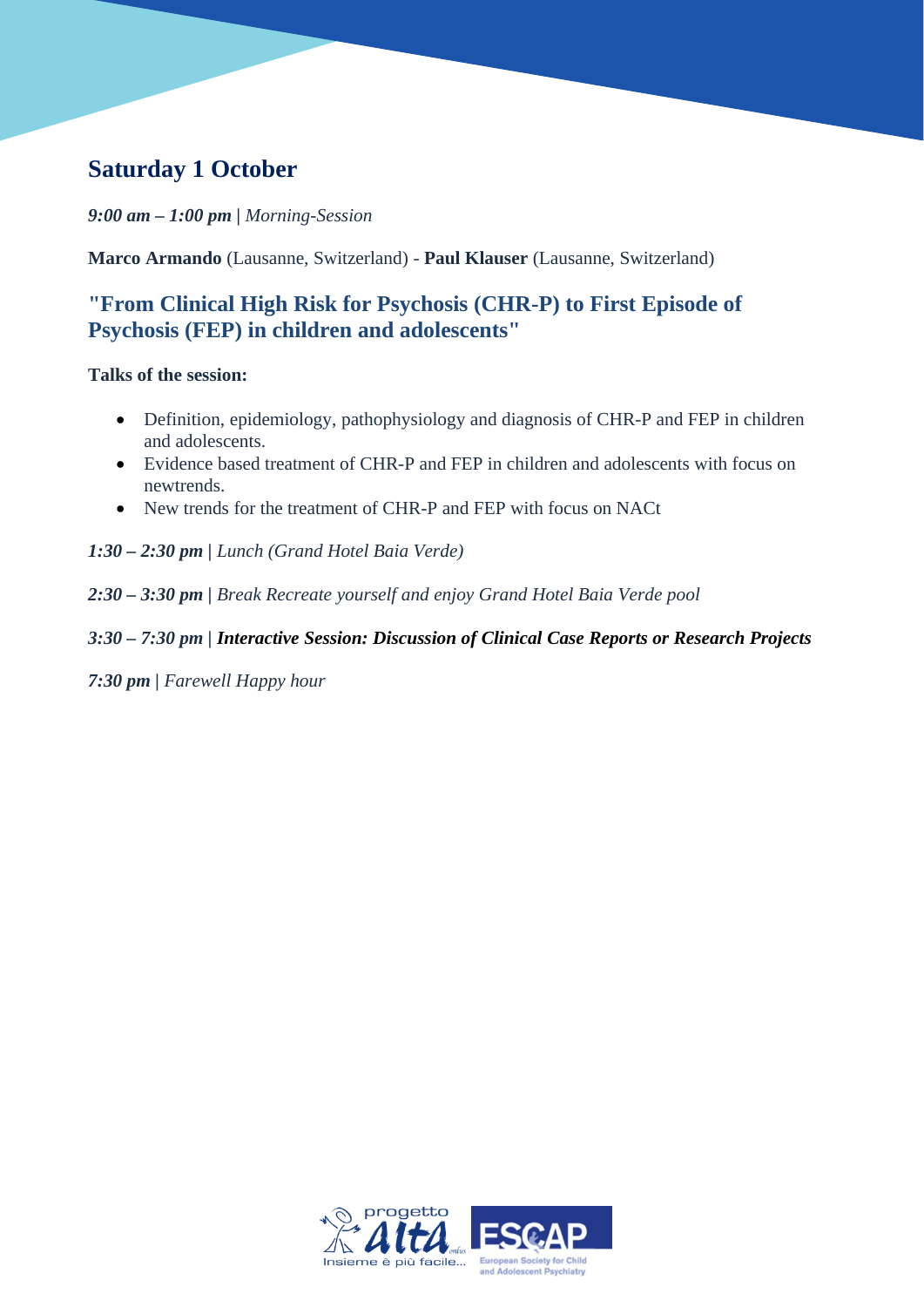## Saturday 1 October

***9:00 am – 1:00 pm |*** *Morning-Session*

**Marco Armando** (Lausanne, Switzerland) - **Paul Klauser** (Lausanne, Switzerland)

### "From Clinical High Risk for Psychosis (CHR-P) to First Episode of Psychosis (FEP) in children and adolescents"

**Talks of the session:**

- Definition, epidemiology, pathophysiology and diagnosis of CHR-P and FEP in children and adolescents.
- Evidence based treatment of CHR-P and FEP in children and adolescents with focus on newtrends.
- New trends for the treatment of CHR-P and FEP with focus on NACt

***1:30 – 2:30 pm |*** *Lunch (Grand Hotel Baia Verde)*

***2:30 – 3:30 pm |*** *Break Recreate yourself and enjoy Grand Hotel Baia Verde pool*

***3:30 – 7:30 pm | Interactive Session: Discussion of Clinical Case Reports or Research Projects***

***7:30 pm |*** *Farewell Happy hour*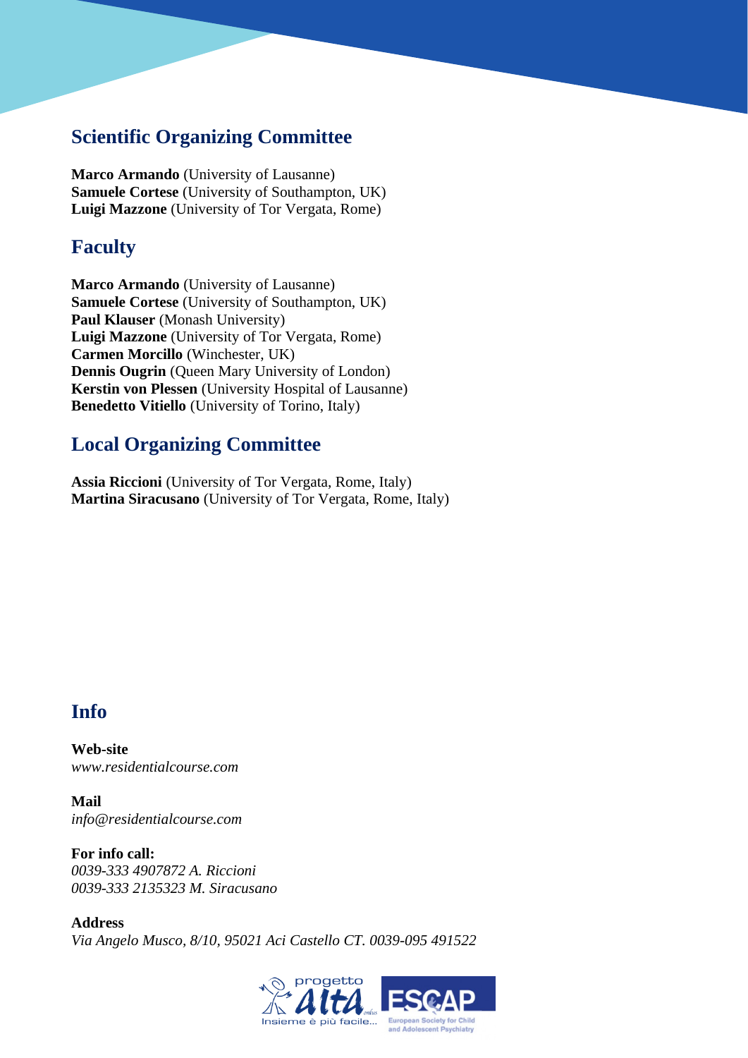## Scientific Organizing Committee

**Marco Armando** (University of Lausanne)
**Samuele Cortese** (University of Southampton, UK)
**Luigi Mazzone** (University of Tor Vergata, Rome)

## Faculty

**Marco Armando** (University of Lausanne)
**Samuele Cortese** (University of Southampton, UK)
**Paul Klauser** (Monash University)
**Luigi Mazzone** (University of Tor Vergata, Rome)
**Carmen Morcillo** (Winchester, UK)
**Dennis Ougrin** (Queen Mary University of London)
**Kerstin von Plessen** (University Hospital of Lausanne)
**Benedetto Vitiello** (University of Torino, Italy)

## Local Organizing Committee

**Assia Riccioni** (University of Tor Vergata, Rome, Italy)
**Martina Siracusano** (University of Tor Vergata, Rome, Italy)

## Info

**Web-site**
*www.residentialcourse.com*

**Mail**
*info@residentialcourse.com*

**For info call:**
*0039-333 4907872 A. Riccioni*
*0039-333 2135323 M. Siracusano*

**Address**
*Via Angelo Musco, 8/10, 95021 Aci Castello CT. 0039-095 491522*

progetto alta onlus
Insieme è più facile...

ESCAP
European Society for Child and Adolescent Psychiatry